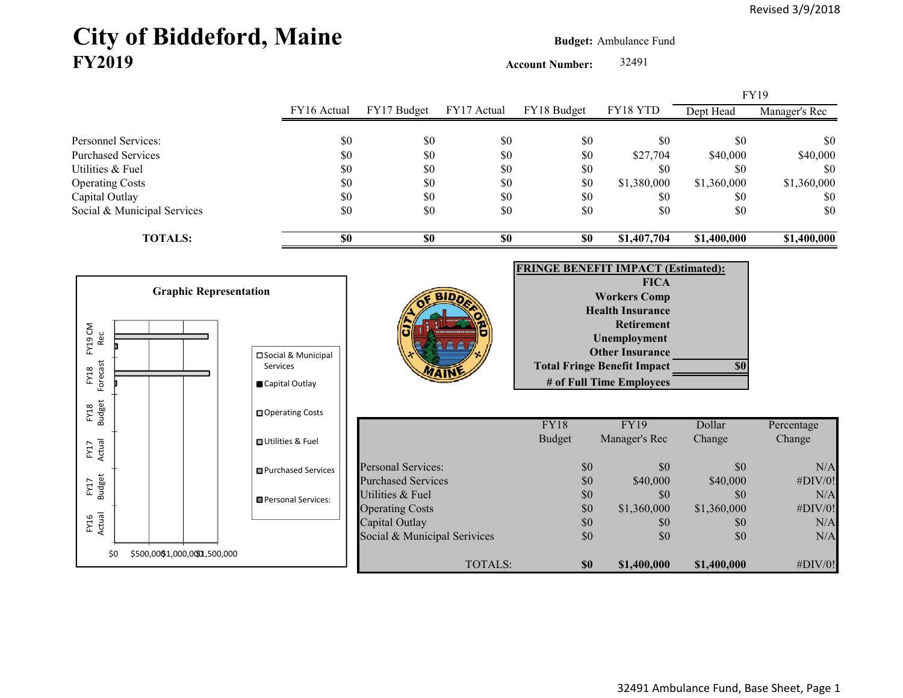Revised 3/9/2018

# City of Biddeford, Maine
## FY2019

**Budget:** Ambulance Fund

**Account Number:** 32491

| | FY16 Actual | FY17 Budget | FY17 Actual | FY18 Budget | FY18 YTD | FY19 Dept Head | FY19 Manager's Rec |
|---|---|---|---|---|---|---|---|
| Personnel Services: | $0 | $0 | $0 | $0 | $0 | $0 | $0 |
| Purchased Services | $0 | $0 | $0 | $0 | $27,704 | $40,000 | $40,000 |
| Utilities & Fuel | $0 | $0 | $0 | $0 | $0 | $0 | $0 |
| Operating Costs | $0 | $0 | $0 | $0 | $1,380,000 | $1,360,000 | $1,360,000 |
| Capital Outlay | $0 | $0 | $0 | $0 | $0 | $0 | $0 |
| Social & Municipal Services | $0 | $0 | $0 | $0 | $0 | $0 | $0 |
| **TOTALS:** | **$0** | **$0** | **$0** | **$0** | **$1,407,704** | **$1,400,000** | **$1,400,000** |

**Graphic Representation**

Legend: Social & Municipal Services; Capital Outlay; Operating Costs; Utilities & Fuel; Purchased Services; Personal Services:

Categories: FY16 Actual, FY17 Budget, FY17 Actual, FY18 Budget, FY18 Forecast, FY19 CM Rec

Axis: $0, $500,000, $1,000,000, $1,500,000

| FRINGE BENEFIT IMPACT (Estimated): | |
|---|---|
| FICA | |
| Workers Comp | |
| Health Insurance | |
| Retirement | |
| Unemployment | |
| Other Insurance | |
| Total Fringe Benefit Impact | $0 |
| # of Full Time Employees | |

| | FY18 Budget | FY19 Manager's Rec | Dollar Change | Percentage Change |
|---|---|---|---|---|
| Personal Services: | $0 | $0 | $0 | N/A |
| Purchased Services | $0 | $40,000 | $40,000 | #DIV/0! |
| Utilities & Fuel | $0 | $0 | $0 | N/A |
| Operating Costs | $0 | $1,360,000 | $1,360,000 | #DIV/0! |
| Capital Outlay | $0 | $0 | $0 | N/A |
| Social & Municipal Services | $0 | $0 | $0 | N/A |
| TOTALS: | **$0** | **$1,400,000** | **$1,400,000** | #DIV/0! |

32491 Ambulance Fund, Base Sheet, Page 1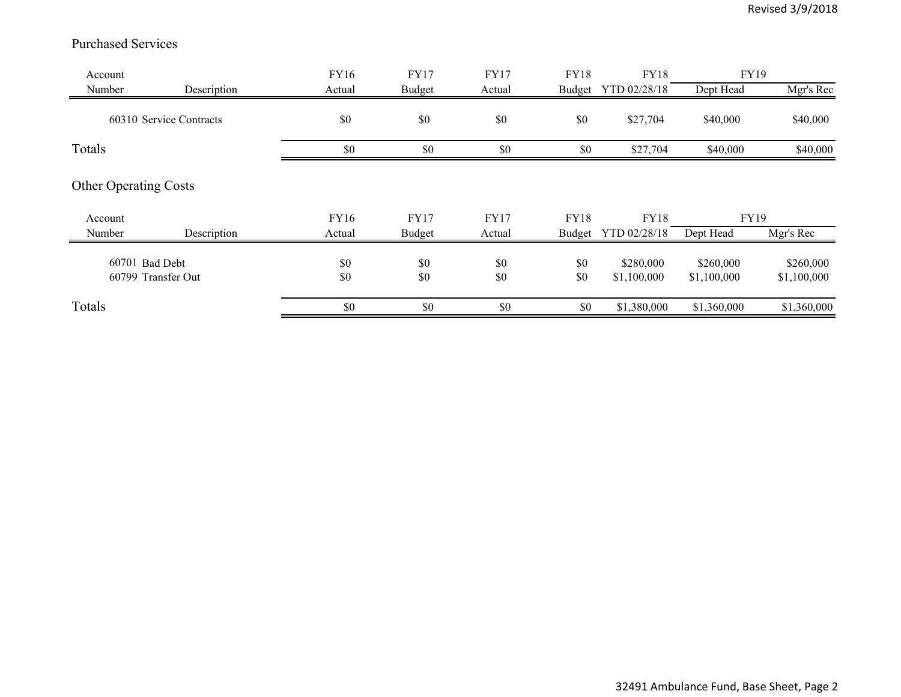## Purchased Services

| Account Number | Description | FY16 Actual | FY17 Budget | FY17 Actual | FY18 Budget | FY18 YTD 02/28/18 | FY19 Dept Head | FY19 Mgr's Rec |
|---|---|---|---|---|---|---|---|---|
| 60310 | Service Contracts | $0 | $0 | $0 | $0 | $27,704 | $40,000 | $40,000 |
| Totals | | $0 | $0 | $0 | $0 | $27,704 | $40,000 | $40,000 |

## Other Operating Costs

| Account Number | Description | FY16 Actual | FY17 Budget | FY17 Actual | FY18 Budget | FY18 YTD 02/28/18 | FY19 Dept Head | FY19 Mgr's Rec |
|---|---|---|---|---|---|---|---|---|
| 60701 | Bad Debt | $0 | $0 | $0 | $0 | $280,000 | $260,000 | $260,000 |
| 60799 | Transfer Out | $0 | $0 | $0 | $0 | $1,100,000 | $1,100,000 | $1,100,000 |
| Totals | | $0 | $0 | $0 | $0 | $1,380,000 | $1,360,000 | $1,360,000 |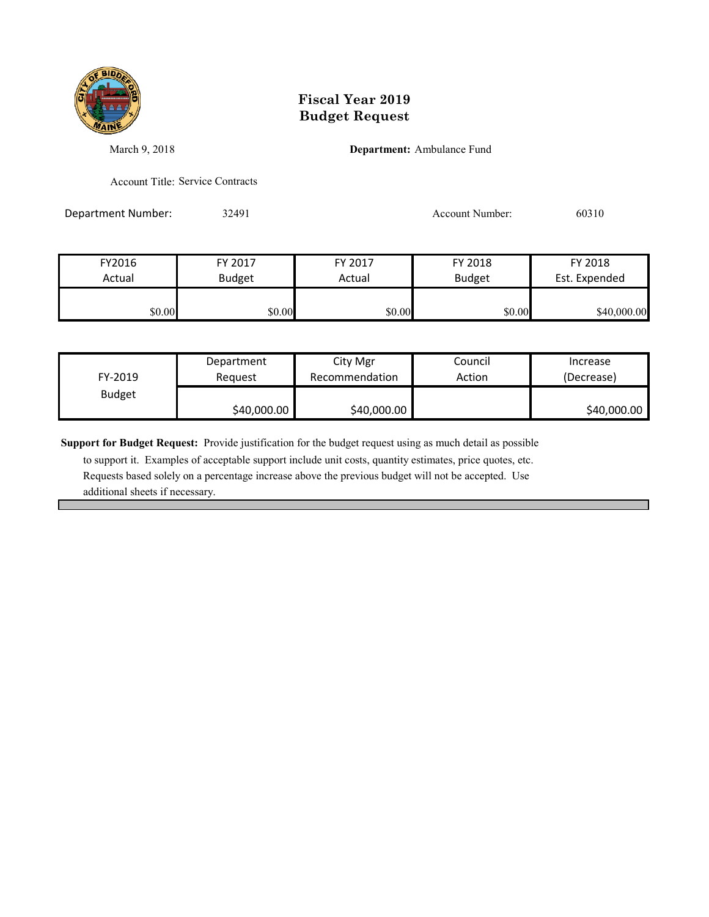# Fiscal Year 2019
# Budget Request

March 9, 2018

**Department:** Ambulance Fund

Account Title: Service Contracts

Department Number: 32491

Account Number: 60310

| FY2016 Actual | FY 2017 Budget | FY 2017 Actual | FY 2018 Budget | FY 2018 Est. Expended |
|---|---|---|---|---|
| $0.00 | $0.00 | $0.00 | $0.00 | $40,000.00 |

| FY-2019 Budget | Department Request | City Mgr Recommendation | Council Action | Increase (Decrease) |
|---|---|---|---|---|
| | $40,000.00 | $40,000.00 | | $40,000.00 |

**Support for Budget Request:** Provide justification for the budget request using as much detail as possible to support it. Examples of acceptable support include unit costs, quantity estimates, price quotes, etc. Requests based solely on a percentage increase above the previous budget will not be accepted. Use additional sheets if necessary.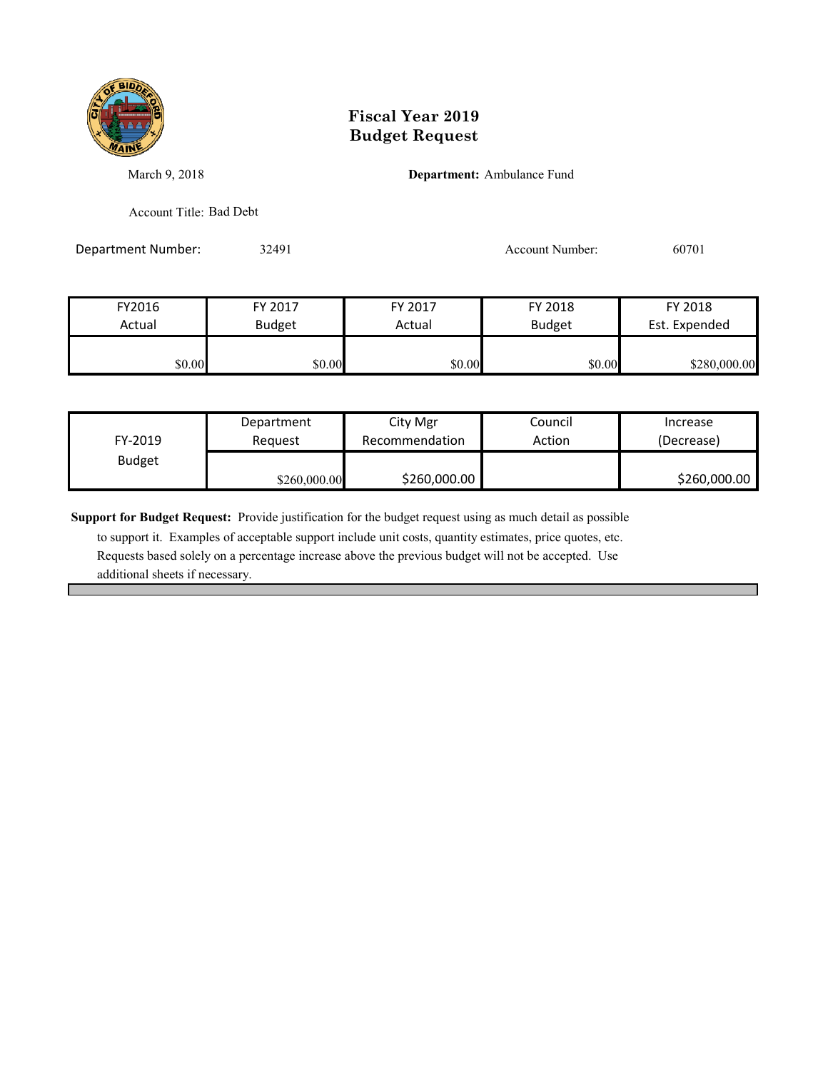# Fiscal Year 2019
# Budget Request

March 9, 2018

**Department:** Ambulance Fund

Account Title: Bad Debt

Department Number: 32491

Account Number: 60701

| FY2016 Actual | FY 2017 Budget | FY 2017 Actual | FY 2018 Budget | FY 2018 Est. Expended |
|---|---|---|---|---|
| $0.00 | $0.00 | $0.00 | $0.00 | $280,000.00 |

| FY-2019 Budget | Department Request | City Mgr Recommendation | Council Action | Increase (Decrease) |
|---|---|---|---|---|
| | $260,000.00 | $260,000.00 | | $260,000.00 |

**Support for Budget Request:** Provide justification for the budget request using as much detail as possible to support it. Examples of acceptable support include unit costs, quantity estimates, price quotes, etc. Requests based solely on a percentage increase above the previous budget will not be accepted. Use additional sheets if necessary.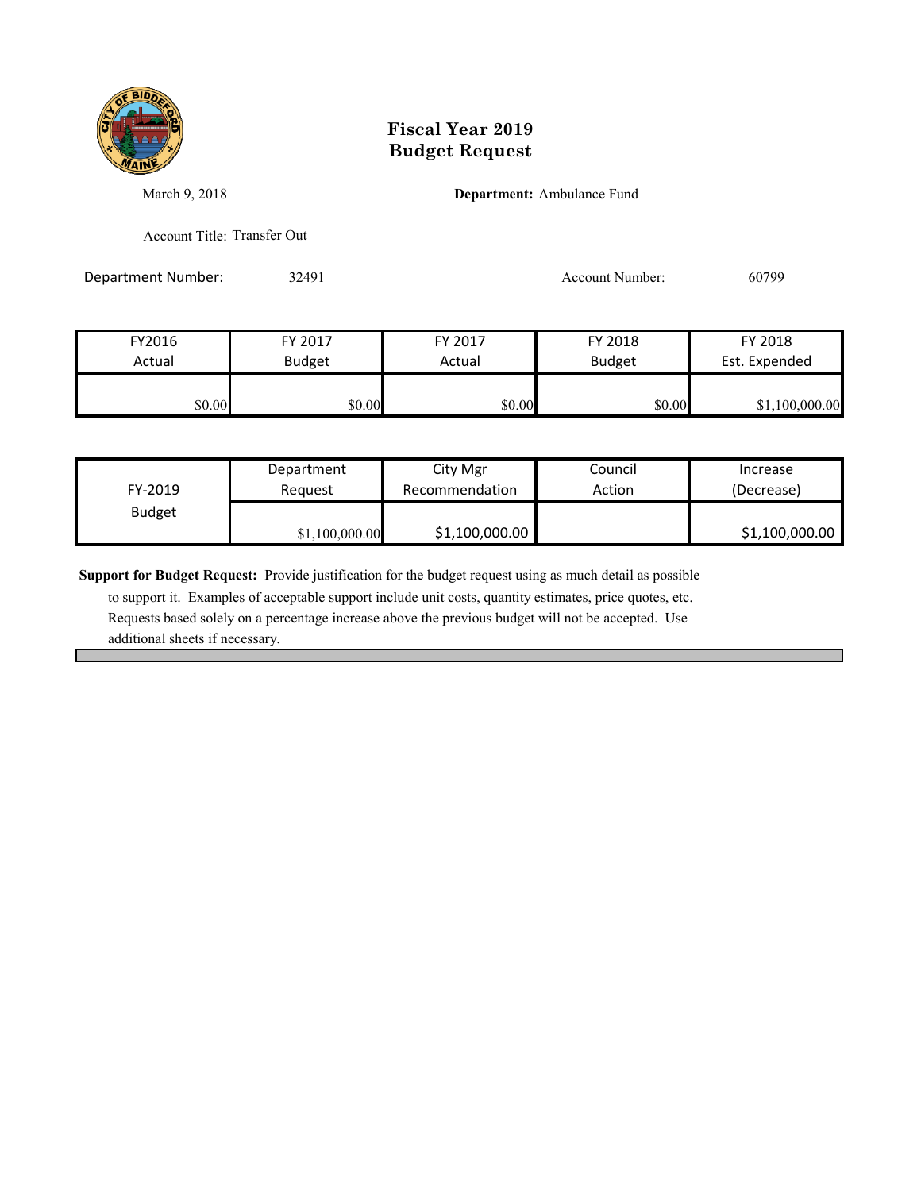# Fiscal Year 2019
# Budget Request

March 9, 2018

**Department:** Ambulance Fund

Account Title: Transfer Out

Department Number: 32491

Account Number: 60799

| FY2016 Actual | FY 2017 Budget | FY 2017 Actual | FY 2018 Budget | FY 2018 Est. Expended |
|---|---|---|---|---|
| $0.00 | $0.00 | $0.00 | $0.00 | $1,100,000.00 |

| FY-2019 Budget | Department Request | City Mgr Recommendation | Council Action | Increase (Decrease) |
|---|---|---|---|---|
| | $1,100,000.00 | $1,100,000.00 | | $1,100,000.00 |

**Support for Budget Request:** Provide justification for the budget request using as much detail as possible to support it. Examples of acceptable support include unit costs, quantity estimates, price quotes, etc. Requests based solely on a percentage increase above the previous budget will not be accepted. Use additional sheets if necessary.